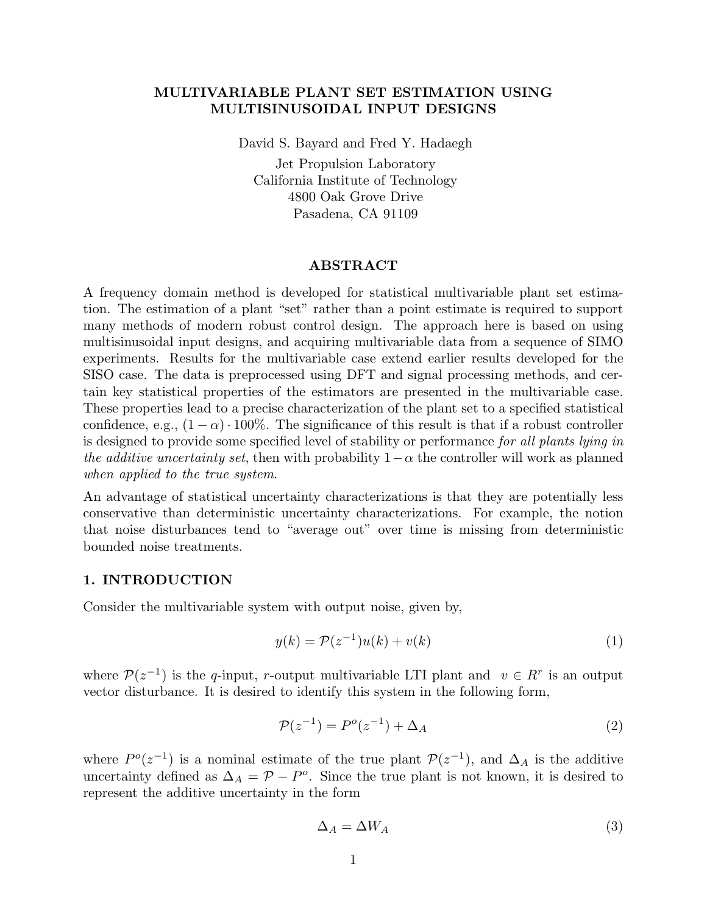# MULTIVARIABLE PLANT SET ESTIMATION USING MULTISINUSOIDAL INPUT DESIGNS

David S. Bayard and Fred Y. Hadaegh

Jet Propulsion Laboratory
California Institute of Technology
4800 Oak Grove Drive
Pasadena, CA 91109

## ABSTRACT

A frequency domain method is developed for statistical multivariable plant set estimation. The estimation of a plant "set" rather than a point estimate is required to support many methods of modern robust control design. The approach here is based on using multisinusoidal input designs, and acquiring multivariable data from a sequence of SIMO experiments. Results for the multivariable case extend earlier results developed for the SISO case. The data is preprocessed using DFT and signal processing methods, and certain key statistical properties of the estimators are presented in the multivariable case. These properties lead to a precise characterization of the plant set to a specified statistical confidence, e.g., $(1-\alpha)\cdot 100\%$. The significance of this result is that if a robust controller is designed to provide some specified level of stability or performance *for all plants lying in the additive uncertainty set*, then with probability $1-\alpha$ the controller will work as planned *when applied to the true system*.

An advantage of statistical uncertainty characterizations is that they are potentially less conservative than deterministic uncertainty characterizations. For example, the notion that noise disturbances tend to "average out" over time is missing from deterministic bounded noise treatments.

## 1. INTRODUCTION

Consider the multivariable system with output noise, given by,

$$y(k) = \mathcal{P}(z^{-1})u(k) + v(k) \tag{1}$$

where $\mathcal{P}(z^{-1})$ is the $q$-input, $r$-output multivariable LTI plant and $v \in R^r$ is an output vector disturbance. It is desired to identify this system in the following form,

$$\mathcal{P}(z^{-1}) = P^o(z^{-1}) + \Delta_A \tag{2}$$

where $P^o(z^{-1})$ is a nominal estimate of the true plant $\mathcal{P}(z^{-1})$, and $\Delta_A$ is the additive uncertainty defined as $\Delta_A = \mathcal{P} - P^o$. Since the true plant is not known, it is desired to represent the additive uncertainty in the form

$$\Delta_A = \Delta W_A \tag{3}$$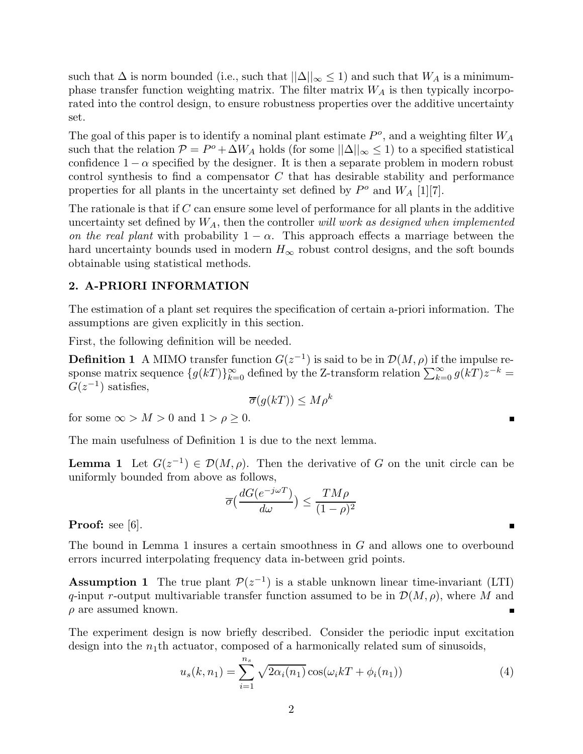such that $\Delta$ is norm bounded (i.e., such that $||\Delta||_\infty \leq 1$) and such that $W_A$ is a minimum-phase transfer function weighting matrix. The filter matrix $W_A$ is then typically incorporated into the control design, to ensure robustness properties over the additive uncertainty set.

The goal of this paper is to identify a nominal plant estimate $P^o$, and a weighting filter $W_A$ such that the relation $\mathcal{P} = P^o + \Delta W_A$ holds (for some $||\Delta||_\infty \leq 1$) to a specified statistical confidence $1-\alpha$ specified by the designer. It is then a separate problem in modern robust control synthesis to find a compensator $C$ that has desirable stability and performance properties for all plants in the uncertainty set defined by $P^o$ and $W_A$ [1][7].

The rationale is that if $C$ can ensure some level of performance for all plants in the additive uncertainty set defined by $W_A$, then the controller *will work as designed when implemented on the real plant* with probability $1-\alpha$. This approach effects a marriage between the hard uncertainty bounds used in modern $H_\infty$ robust control designs, and the soft bounds obtainable using statistical methods.

## 2. A-PRIORI INFORMATION

The estimation of a plant set requires the specification of certain a-priori information. The assumptions are given explicitly in this section.

First, the following definition will be needed.

**Definition 1** A MIMO transfer function $G(z^{-1})$ is said to be in $\mathcal{D}(M,\rho)$ if the impulse response matrix sequence $\{g(kT)\}_{k=0}^{\infty}$ defined by the Z-transform relation $\sum_{k=0}^{\infty} g(kT)z^{-k} = G(z^{-1})$ satisfies,

$$\overline{\sigma}(g(kT)) \leq M\rho^k$$

for some $\infty > M > 0$ and $1 > \rho \geq 0$.

The main usefulness of Definition 1 is due to the next lemma.

**Lemma 1** Let $G(z^{-1}) \in \mathcal{D}(M,\rho)$. Then the derivative of $G$ on the unit circle can be uniformly bounded from above as follows,

$$\overline{\sigma}\left(\frac{dG(e^{-j\omega T})}{d\omega}\right) \leq \frac{TM\rho}{(1-\rho)^2}$$

**Proof:** see [6].

The bound in Lemma 1 insures a certain smoothness in $G$ and allows one to overbound errors incurred interpolating frequency data in-between grid points.

**Assumption 1** The true plant $\mathcal{P}(z^{-1})$ is a stable unknown linear time-invariant (LTI) $q$-input $r$-output multivariable transfer function assumed to be in $\mathcal{D}(M,\rho)$, where $M$ and $\rho$ are assumed known.

The experiment design is now briefly described. Consider the periodic input excitation design into the $n_1$th actuator, composed of a harmonically related sum of sinusoids,

$$u_s(k,n_1) = \sum_{i=1}^{n_s} \sqrt{2\alpha_i(n_1)}\cos(\omega_i kT + \phi_i(n_1)) \tag{4}$$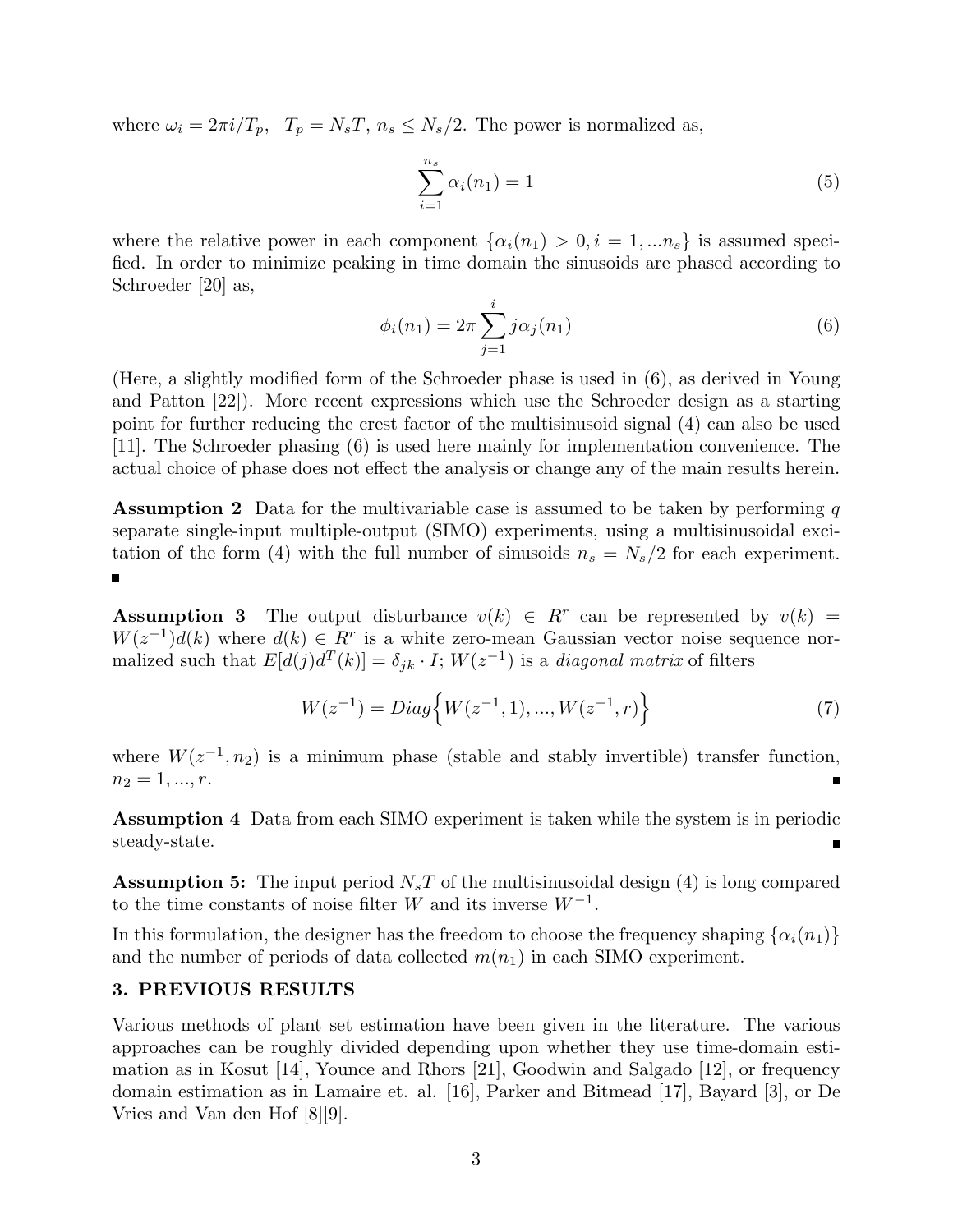where $\omega_i = 2\pi i/T_p$, $T_p = N_s T$, $n_s \leq N_s/2$. The power is normalized as,

$$\sum_{i=1}^{n_s} \alpha_i(n_1) = 1 \tag{5}$$

where the relative power in each component $\{\alpha_i(n_1) > 0, i = 1, ...n_s\}$ is assumed specified. In order to minimize peaking in time domain the sinusoids are phased according to Schroeder [20] as,

$$\phi_i(n_1) = 2\pi \sum_{j=1}^{i} j\alpha_j(n_1) \tag{6}$$

(Here, a slightly modified form of the Schroeder phase is used in (6), as derived in Young and Patton [22]). More recent expressions which use the Schroeder design as a starting point for further reducing the crest factor of the multisinusoid signal (4) can also be used [11]. The Schroeder phasing (6) is used here mainly for implementation convenience. The actual choice of phase does not effect the analysis or change any of the main results herein.

**Assumption 2** Data for the multivariable case is assumed to be taken by performing $q$ separate single-input multiple-output (SIMO) experiments, using a multisinusoidal excitation of the form (4) with the full number of sinusoids $n_s = N_s/2$ for each experiment. ∎

**Assumption 3** The output disturbance $v(k) \in R^r$ can be represented by $v(k) = W(z^{-1})d(k)$ where $d(k) \in R^r$ is a white zero-mean Gaussian vector noise sequence normalized such that $E[d(j)d^T(k)] = \delta_{jk} \cdot I$; $W(z^{-1})$ is a *diagonal matrix* of filters

$$W(z^{-1}) = Diag\Big\{W(z^{-1}, 1), ..., W(z^{-1}, r)\Big\} \tag{7}$$

where $W(z^{-1}, n_2)$ is a minimum phase (stable and stably invertible) transfer function, $n_2 = 1, ..., r$. ∎

**Assumption 4** Data from each SIMO experiment is taken while the system is in periodic steady-state. ∎

**Assumption 5:** The input period $N_s T$ of the multisinusoidal design (4) is long compared to the time constants of noise filter $W$ and its inverse $W^{-1}$.

In this formulation, the designer has the freedom to choose the frequency shaping $\{\alpha_i(n_1)\}$ and the number of periods of data collected $m(n_1)$ in each SIMO experiment.

## 3. PREVIOUS RESULTS

Various methods of plant set estimation have been given in the literature. The various approaches can be roughly divided depending upon whether they use time-domain estimation as in Kosut [14], Younce and Rhors [21], Goodwin and Salgado [12], or frequency domain estimation as in Lamaire et. al. [16], Parker and Bitmead [17], Bayard [3], or De Vries and Van den Hof [8][9].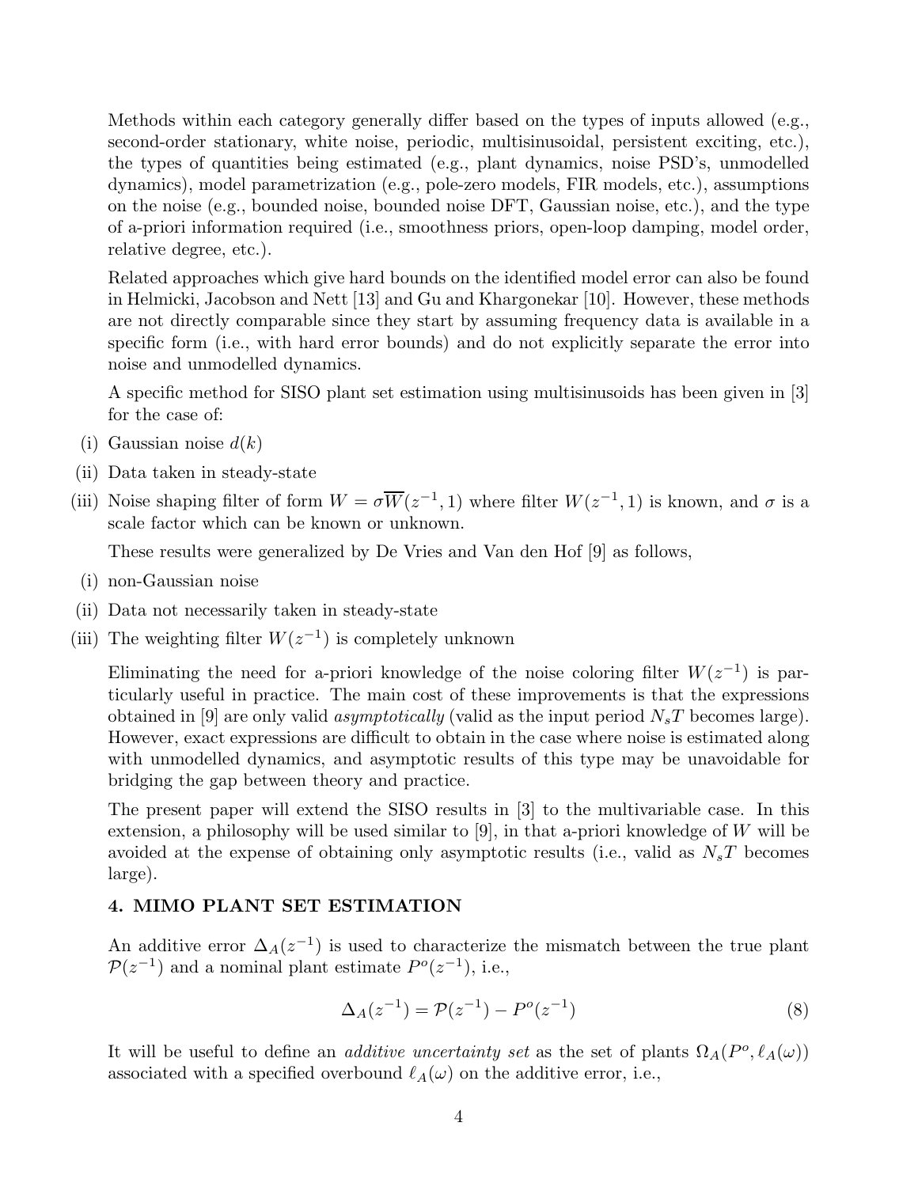Methods within each category generally differ based on the types of inputs allowed (e.g., second-order stationary, white noise, periodic, multisinusoidal, persistent exciting, etc.), the types of quantities being estimated (e.g., plant dynamics, noise PSD's, unmodelled dynamics), model parametrization (e.g., pole-zero models, FIR models, etc.), assumptions on the noise (e.g., bounded noise, bounded noise DFT, Gaussian noise, etc.), and the type of a-priori information required (i.e., smoothness priors, open-loop damping, model order, relative degree, etc.).

Related approaches which give hard bounds on the identified model error can also be found in Helmicki, Jacobson and Nett [13] and Gu and Khargonekar [10]. However, these methods are not directly comparable since they start by assuming frequency data is available in a specific form (i.e., with hard error bounds) and do not explicitly separate the error into noise and unmodelled dynamics.

A specific method for SISO plant set estimation using multisinusoids has been given in [3] for the case of:

(i) Gaussian noise $d(k)$

(ii) Data taken in steady-state

(iii) Noise shaping filter of form $W = \sigma\overline{W}(z^{-1}, 1)$ where filter $W(z^{-1}, 1)$ is known, and $\sigma$ is a scale factor which can be known or unknown.

These results were generalized by De Vries and Van den Hof [9] as follows,

(i) non-Gaussian noise

(ii) Data not necessarily taken in steady-state

(iii) The weighting filter $W(z^{-1})$ is completely unknown

Eliminating the need for a-priori knowledge of the noise coloring filter $W(z^{-1})$ is particularly useful in practice. The main cost of these improvements is that the expressions obtained in [9] are only valid *asymptotically* (valid as the input period $N_sT$ becomes large). However, exact expressions are difficult to obtain in the case where noise is estimated along with unmodelled dynamics, and asymptotic results of this type may be unavoidable for bridging the gap between theory and practice.

The present paper will extend the SISO results in [3] to the multivariable case. In this extension, a philosophy will be used similar to [9], in that a-priori knowledge of $W$ will be avoided at the expense of obtaining only asymptotic results (i.e., valid as $N_sT$ becomes large).

## 4. MIMO PLANT SET ESTIMATION

An additive error $\Delta_A(z^{-1})$ is used to characterize the mismatch between the true plant $\mathcal{P}(z^{-1})$ and a nominal plant estimate $P^o(z^{-1})$, i.e.,

$$\Delta_A(z^{-1}) = \mathcal{P}(z^{-1}) - P^o(z^{-1}) \tag{8}$$

It will be useful to define an *additive uncertainty set* as the set of plants $\Omega_A(P^o, \ell_A(\omega))$ associated with a specified overbound $\ell_A(\omega)$ on the additive error, i.e.,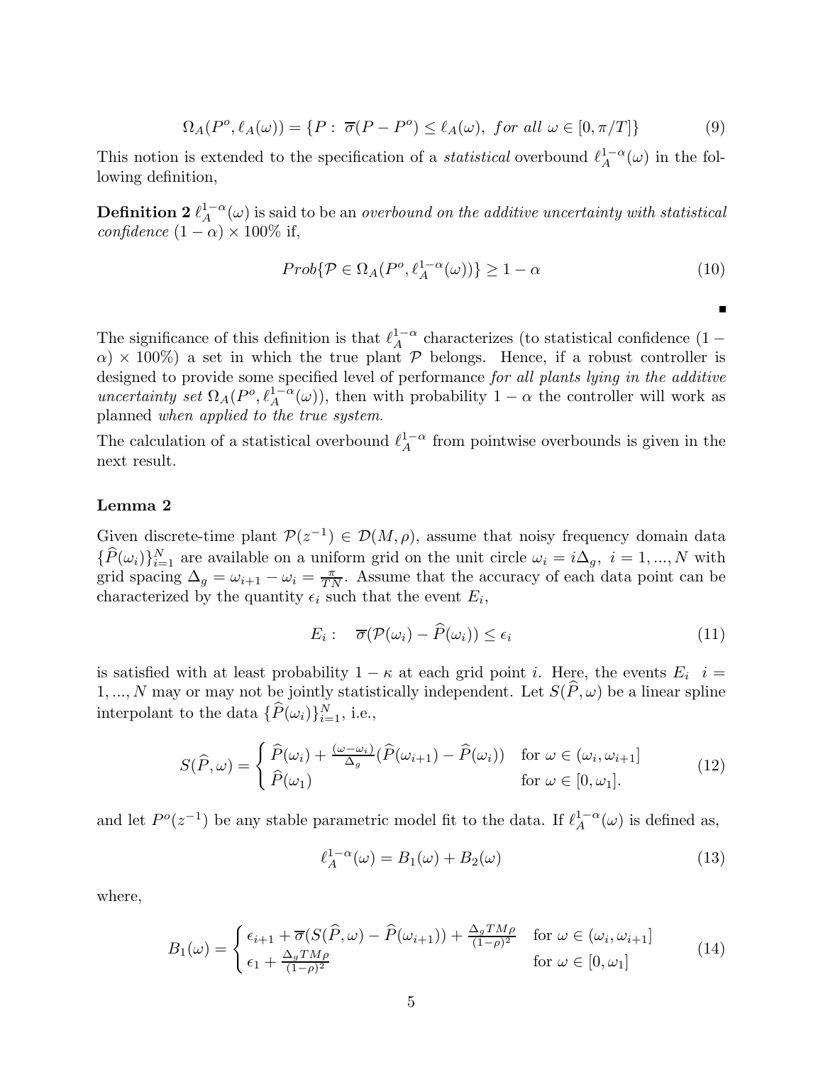$$\Omega_A(P^o, \ell_A(\omega)) = \{P : \; \overline{\sigma}(P - P^o) \leq \ell_A(\omega), \;\; for \; all \; \omega \in [0, \pi/T]\} \tag{9}$$

This notion is extended to the specification of a *statistical* overbound $\ell_A^{1-\alpha}(\omega)$ in the following definition,

**Definition 2** $\ell_A^{1-\alpha}(\omega)$ is said to be an *overbound on the additive uncertainty with statistical confidence* $(1-\alpha) \times 100\%$ if,

$$Prob\{\mathcal{P} \in \Omega_A(P^o, \ell_A^{1-\alpha}(\omega))\} \geq 1 - \alpha \tag{10}$$

■

The significance of this definition is that $\ell_A^{1-\alpha}$ characterizes (to statistical confidence $(1-\alpha) \times 100\%$) a set in which the true plant $\mathcal{P}$ belongs. Hence, if a robust controller is designed to provide some specified level of performance *for all plants lying in the additive uncertainty set* $\Omega_A(P^o, \ell_A^{1-\alpha}(\omega))$, then with probability $1-\alpha$ the controller will work as planned *when applied to the true system*.

The calculation of a statistical overbound $\ell_A^{1-\alpha}$ from pointwise overbounds is given in the next result.

**Lemma 2**

Given discrete-time plant $\mathcal{P}(z^{-1}) \in \mathcal{D}(M, \rho)$, assume that noisy frequency domain data $\{\widehat{P}(\omega_i)\}_{i=1}^N$ are available on a uniform grid on the unit circle $\omega_i = i\Delta_g, \; i = 1, ..., N$ with grid spacing $\Delta_g = \omega_{i+1} - \omega_i = \frac{\pi}{TN}$. Assume that the accuracy of each data point can be characterized by the quantity $\epsilon_i$ such that the event $E_i$,

$$E_i : \quad \overline{\sigma}(\mathcal{P}(\omega_i) - \widehat{P}(\omega_i)) \leq \epsilon_i \tag{11}$$

is satisfied with at least probability $1-\kappa$ at each grid point $i$. Here, the events $E_i \;\; i = 1, ..., N$ may or may not be jointly statistically independent. Let $S(\widehat{P}, \omega)$ be a linear spline interpolant to the data $\{\widehat{P}(\omega_i)\}_{i=1}^N$, i.e.,

$$S(\widehat{P}, \omega) = \begin{cases} \widehat{P}(\omega_i) + \frac{(\omega - \omega_i)}{\Delta_g}(\widehat{P}(\omega_{i+1}) - \widehat{P}(\omega_i)) & \text{for } \omega \in (\omega_i, \omega_{i+1}] \\ \widehat{P}(\omega_1) & \text{for } \omega \in [0, \omega_1]. \end{cases} \tag{12}$$

and let $P^o(z^{-1})$ be any stable parametric model fit to the data. If $\ell_A^{1-\alpha}(\omega)$ is defined as,

$$\ell_A^{1-\alpha}(\omega) = B_1(\omega) + B_2(\omega) \tag{13}$$

where,

$$B_1(\omega) = \begin{cases} \epsilon_{i+1} + \overline{\sigma}(S(\widehat{P}, \omega) - \widehat{P}(\omega_{i+1})) + \frac{\Delta_g T M \rho}{(1-\rho)^2} & \text{for } \omega \in (\omega_i, \omega_{i+1}] \\ \epsilon_1 + \frac{\Delta_g T M \rho}{(1-\rho)^2} & \text{for } \omega \in [0, \omega_1] \end{cases} \tag{14}$$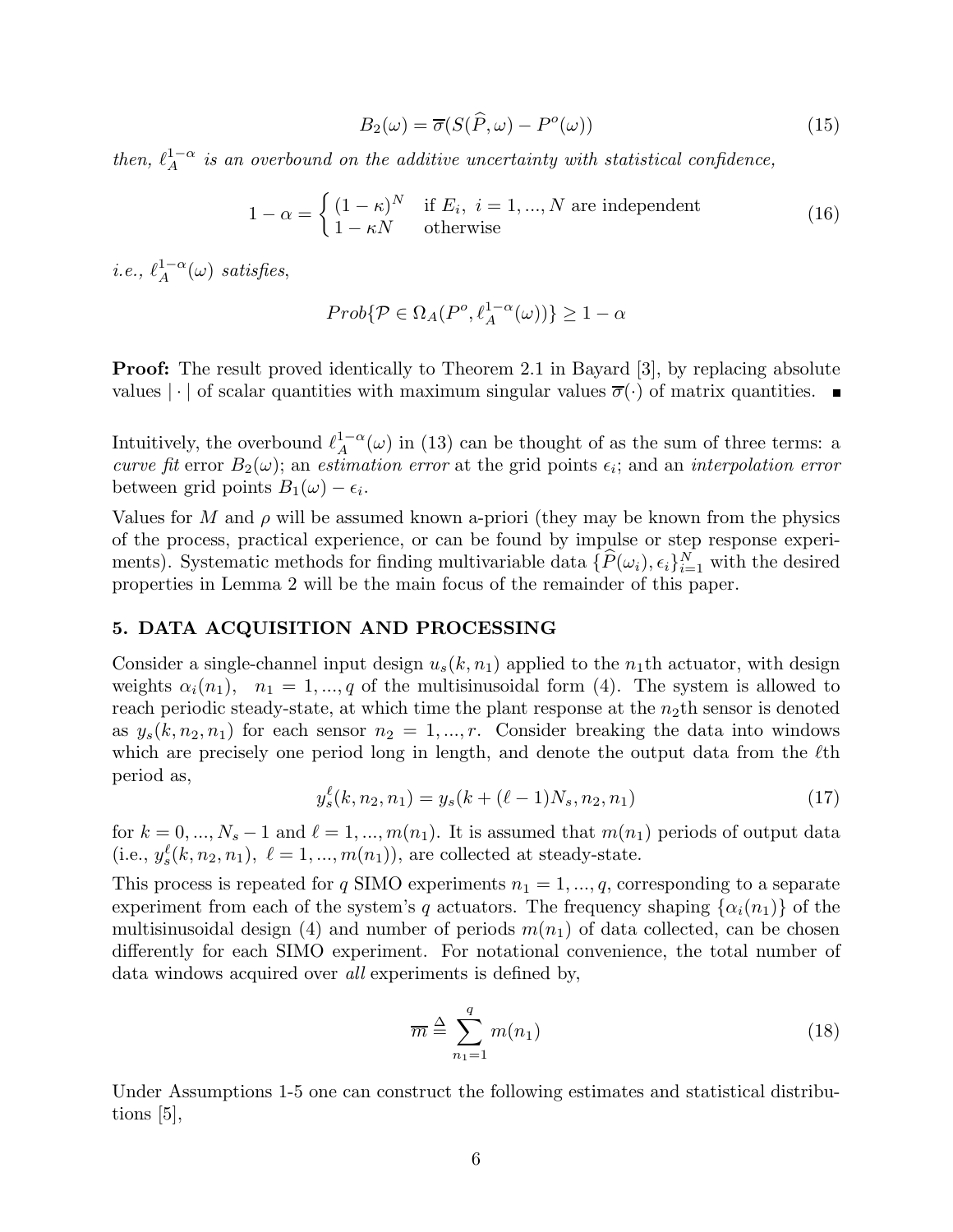$$B_2(\omega) = \overline{\sigma}(S(\widehat{P}, \omega) - P^o(\omega)) \tag{15}$$

*then, $\ell_A^{1-\alpha}$ is an overbound on the additive uncertainty with statistical confidence,*

$$1 - \alpha = \begin{cases} (1-\kappa)^N & \text{if } E_i,\ i = 1, ..., N \text{ are independent} \\ 1 - \kappa N & \text{otherwise} \end{cases} \tag{16}$$

*i.e., $\ell_A^{1-\alpha}(\omega)$ satisfies,*

$$Prob\{\mathcal{P} \in \Omega_A(P^o, \ell_A^{1-\alpha}(\omega))\} \geq 1 - \alpha$$

**Proof:** The result proved identically to Theorem 2.1 in Bayard [3], by replacing absolute values $|\cdot|$ of scalar quantities with maximum singular values $\overline{\sigma}(\cdot)$ of matrix quantities. ∎

Intuitively, the overbound $\ell_A^{1-\alpha}(\omega)$ in (13) can be thought of as the sum of three terms: a *curve fit* error $B_2(\omega)$; an *estimation error* at the grid points $\epsilon_i$; and an *interpolation error* between grid points $B_1(\omega) - \epsilon_i$.

Values for $M$ and $\rho$ will be assumed known a-priori (they may be known from the physics of the process, practical experience, or can be found by impulse or step response experiments). Systematic methods for finding multivariable data $\{\widehat{P}(\omega_i), \epsilon_i\}_{i=1}^N$ with the desired properties in Lemma 2 will be the main focus of the remainder of this paper.

## 5. DATA ACQUISITION AND PROCESSING

Consider a single-channel input design $u_s(k, n_1)$ applied to the $n_1$th actuator, with design weights $\alpha_i(n_1)$, $n_1 = 1, ..., q$ of the multisinusoidal form (4). The system is allowed to reach periodic steady-state, at which time the plant response at the $n_2$th sensor is denoted as $y_s(k, n_2, n_1)$ for each sensor $n_2 = 1, ..., r$. Consider breaking the data into windows which are precisely one period long in length, and denote the output data from the $\ell$th period as,

$$y_s^\ell(k, n_2, n_1) = y_s(k + (\ell - 1)N_s, n_2, n_1) \tag{17}$$

for $k = 0, ..., N_s - 1$ and $\ell = 1, ..., m(n_1)$. It is assumed that $m(n_1)$ periods of output data (i.e., $y_s^\ell(k, n_2, n_1),\ \ell = 1, ..., m(n_1)$), are collected at steady-state.

This process is repeated for $q$ SIMO experiments $n_1 = 1, ..., q$, corresponding to a separate experiment from each of the system's $q$ actuators. The frequency shaping $\{\alpha_i(n_1)\}$ of the multisinusoidal design (4) and number of periods $m(n_1)$ of data collected, can be chosen differently for each SIMO experiment. For notational convenience, the total number of data windows acquired over *all* experiments is defined by,

$$\overline{m} \stackrel{\Delta}{=} \sum_{n_1=1}^{q} m(n_1) \tag{18}$$

Under Assumptions 1-5 one can construct the following estimates and statistical distributions [5],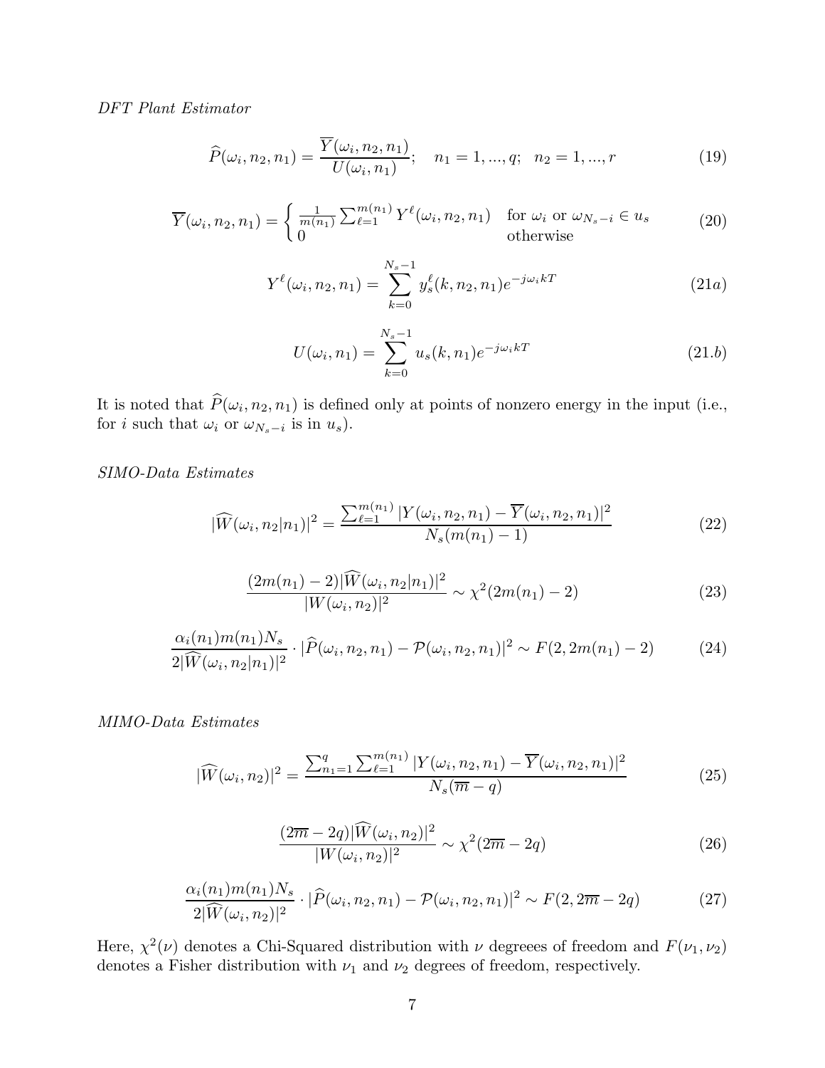*DFT Plant Estimator*

$$\widehat{P}(\omega_i, n_2, n_1) = \frac{\overline{Y}(\omega_i, n_2, n_1)}{U(\omega_i, n_1)}; \quad n_1 = 1, ..., q; \quad n_2 = 1, ..., r \tag{19}$$

$$\overline{Y}(\omega_i, n_2, n_1) = \begin{cases} \frac{1}{m(n_1)} \sum_{\ell=1}^{m(n_1)} Y^{\ell}(\omega_i, n_2, n_1) & \text{for } \omega_i \text{ or } \omega_{N_s - i} \in u_s \\ 0 & \text{otherwise} \end{cases} \tag{20}$$

$$Y^{\ell}(\omega_i, n_2, n_1) = \sum_{k=0}^{N_s - 1} y_s^{\ell}(k, n_2, n_1) e^{-j\omega_i k T} \tag{21a}$$

$$U(\omega_i, n_1) = \sum_{k=0}^{N_s - 1} u_s(k, n_1) e^{-j\omega_i k T} \tag{21.b}$$

It is noted that $\widehat{P}(\omega_i, n_2, n_1)$ is defined only at points of nonzero energy in the input (i.e., for $i$ such that $\omega_i$ or $\omega_{N_s - i}$ is in $u_s$).

*SIMO-Data Estimates*

$$|\widehat{W}(\omega_i, n_2 | n_1)|^2 = \frac{\sum_{\ell=1}^{m(n_1)} |Y(\omega_i, n_2, n_1) - \overline{Y}(\omega_i, n_2, n_1)|^2}{N_s (m(n_1) - 1)} \tag{22}$$

$$\frac{(2m(n_1) - 2)|\widehat{W}(\omega_i, n_2 | n_1)|^2}{|W(\omega_i, n_2)|^2} \sim \chi^2(2m(n_1) - 2) \tag{23}$$

$$\frac{\alpha_i(n_1) m(n_1) N_s}{2|\widehat{W}(\omega_i, n_2 | n_1)|^2} \cdot |\widehat{P}(\omega_i, n_2, n_1) - \mathcal{P}(\omega_i, n_2, n_1)|^2 \sim F(2, 2m(n_1) - 2) \tag{24}$$

*MIMO-Data Estimates*

$$|\widehat{W}(\omega_i, n_2)|^2 = \frac{\sum_{n_1=1}^{q} \sum_{\ell=1}^{m(n_1)} |Y(\omega_i, n_2, n_1) - \overline{Y}(\omega_i, n_2, n_1)|^2}{N_s (\overline{m} - q)} \tag{25}$$

$$\frac{(2\overline{m} - 2q)|\widehat{W}(\omega_i, n_2)|^2}{|W(\omega_i, n_2)|^2} \sim \chi^2(2\overline{m} - 2q) \tag{26}$$

$$\frac{\alpha_i(n_1) m(n_1) N_s}{2|\widehat{W}(\omega_i, n_2)|^2} \cdot |\widehat{P}(\omega_i, n_2, n_1) - \mathcal{P}(\omega_i, n_2, n_1)|^2 \sim F(2, 2\overline{m} - 2q) \tag{27}$$

Here, $\chi^2(\nu)$ denotes a Chi-Squared distribution with $\nu$ degreees of freedom and $F(\nu_1, \nu_2)$ denotes a Fisher distribution with $\nu_1$ and $\nu_2$ degrees of freedom, respectively.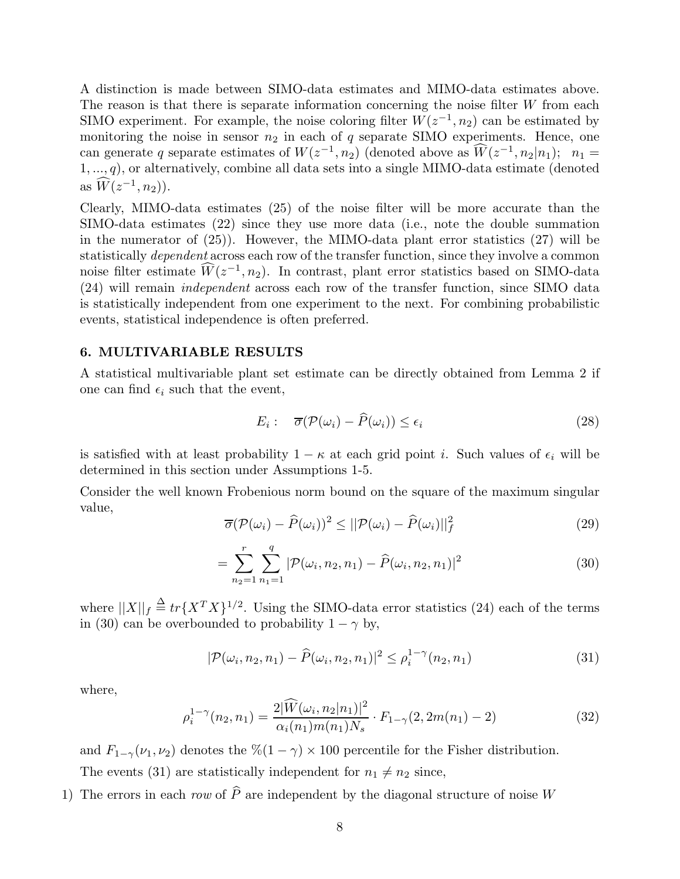A distinction is made between SIMO-data estimates and MIMO-data estimates above. The reason is that there is separate information concerning the noise filter $W$ from each SIMO experiment. For example, the noise coloring filter $W(z^{-1}, n_2)$ can be estimated by monitoring the noise in sensor $n_2$ in each of $q$ separate SIMO experiments. Hence, one can generate $q$ separate estimates of $W(z^{-1}, n_2)$ (denoted above as $\widehat{W}(z^{-1}, n_2|n_1)$; $n_1 = 1, ..., q$), or alternatively, combine all data sets into a single MIMO-data estimate (denoted as $\widehat{W}(z^{-1}, n_2)$).

Clearly, MIMO-data estimates (25) of the noise filter will be more accurate than the SIMO-data estimates (22) since they use more data (i.e., note the double summation in the numerator of (25)). However, the MIMO-data plant error statistics (27) will be statistically *dependent* across each row of the transfer function, since they involve a common noise filter estimate $\widehat{W}(z^{-1}, n_2)$. In contrast, plant error statistics based on SIMO-data (24) will remain *independent* across each row of the transfer function, since SIMO data is statistically independent from one experiment to the next. For combining probabilistic events, statistical independence is often preferred.

## 6. MULTIVARIABLE RESULTS

A statistical multivariable plant set estimate can be directly obtained from Lemma 2 if one can find $\epsilon_i$ such that the event,

$$E_i: \quad \overline{\sigma}(\mathcal{P}(\omega_i) - \widehat{P}(\omega_i)) \leq \epsilon_i \tag{28}$$

is satisfied with at least probability $1 - \kappa$ at each grid point $i$. Such values of $\epsilon_i$ will be determined in this section under Assumptions 1-5.

Consider the well known Frobenious norm bound on the square of the maximum singular value,

$$\overline{\sigma}(\mathcal{P}(\omega_i) - \widehat{P}(\omega_i))^2 \leq ||\mathcal{P}(\omega_i) - \widehat{P}(\omega_i)||_f^2 \tag{29}$$

$$= \sum_{n_2=1}^{r} \sum_{n_1=1}^{q} |\mathcal{P}(\omega_i, n_2, n_1) - \widehat{P}(\omega_i, n_2, n_1)|^2 \tag{30}$$

where $||X||_f \triangleq tr\{X^T X\}^{1/2}$. Using the SIMO-data error statistics (24) each of the terms in (30) can be overbounded to probability $1 - \gamma$ by,

$$|\mathcal{P}(\omega_i, n_2, n_1) - \widehat{P}(\omega_i, n_2, n_1)|^2 \leq \rho_i^{1-\gamma}(n_2, n_1) \tag{31}$$

where,

$$\rho_i^{1-\gamma}(n_2, n_1) = \frac{2|\widehat{W}(\omega_i, n_2|n_1)|^2}{\alpha_i(n_1) m(n_1) N_s} \cdot F_{1-\gamma}(2, 2m(n_1) - 2) \tag{32}$$

and $F_{1-\gamma}(\nu_1, \nu_2)$ denotes the $\%(1 - \gamma) \times 100$ percentile for the Fisher distribution.

The events (31) are statistically independent for $n_1 \neq n_2$ since,

1) The errors in each *row* of $\widehat{P}$ are independent by the diagonal structure of noise $W$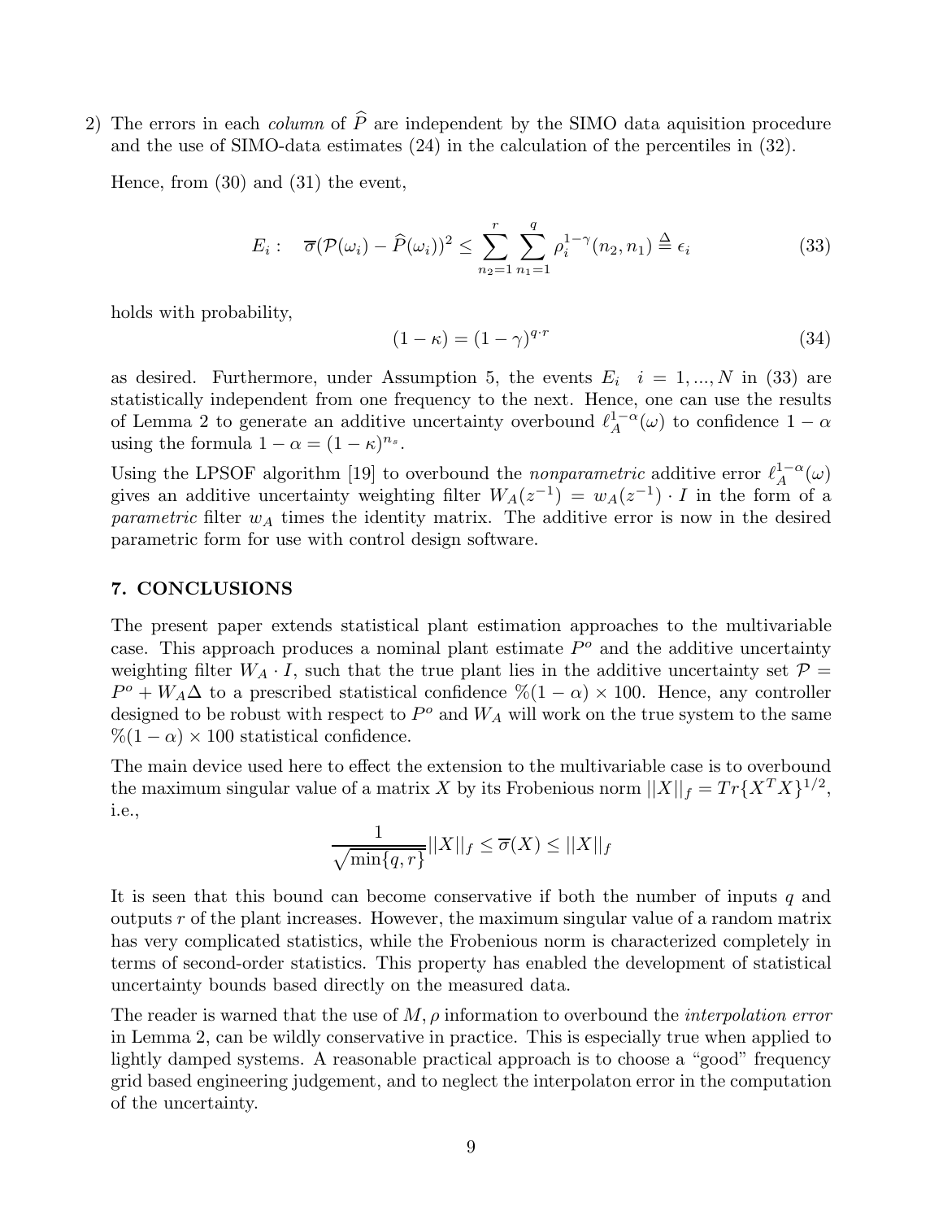2) The errors in each *column* of $\widehat{P}$ are independent by the SIMO data aquisition procedure and the use of SIMO-data estimates (24) in the calculation of the percentiles in (32).

Hence, from (30) and (31) the event,

$$E_i: \quad \overline{\sigma}(\mathcal{P}(\omega_i) - \widehat{P}(\omega_i))^2 \leq \sum_{n_2=1}^{r} \sum_{n_1=1}^{q} \rho_i^{1-\gamma}(n_2, n_1) \stackrel{\Delta}{=} \epsilon_i \tag{33}$$

holds with probability,

$$(1-\kappa) = (1-\gamma)^{q \cdot r} \tag{34}$$

as desired. Furthermore, under Assumption 5, the events $E_i \quad i = 1, ..., N$ in (33) are statistically independent from one frequency to the next. Hence, one can use the results of Lemma 2 to generate an additive uncertainty overbound $\ell_A^{1-\alpha}(\omega)$ to confidence $1-\alpha$ using the formula $1-\alpha = (1-\kappa)^{n_s}$.

Using the LPSOF algorithm [19] to overbound the *nonparametric* additive error $\ell_A^{1-\alpha}(\omega)$ gives an additive uncertainty weighting filter $W_A(z^{-1}) = w_A(z^{-1}) \cdot I$ in the form of a *parametric* filter $w_A$ times the identity matrix. The additive error is now in the desired parametric form for use with control design software.

## 7. CONCLUSIONS

The present paper extends statistical plant estimation approaches to the multivariable case. This approach produces a nominal plant estimate $P^o$ and the additive uncertainty weighting filter $W_A \cdot I$, such that the true plant lies in the additive uncertainty set $\mathcal{P} = P^o + W_A \Delta$ to a prescribed statistical confidence $\%(1-\alpha) \times 100$. Hence, any controller designed to be robust with respect to $P^o$ and $W_A$ will work on the true system to the same $\%(1-\alpha) \times 100$ statistical confidence.

The main device used here to effect the extension to the multivariable case is to overbound the maximum singular value of a matrix $X$ by its Frobenious norm $||X||_f = Tr\{X^T X\}^{1/2}$, i.e.,

$$\frac{1}{\sqrt{\min\{q, r\}}} ||X||_f \leq \overline{\sigma}(X) \leq ||X||_f$$

It is seen that this bound can become conservative if both the number of inputs $q$ and outputs $r$ of the plant increases. However, the maximum singular value of a random matrix has very complicated statistics, while the Frobenious norm is characterized completely in terms of second-order statistics. This property has enabled the development of statistical uncertainty bounds based directly on the measured data.

The reader is warned that the use of $M, \rho$ information to overbound the *interpolation error* in Lemma 2, can be wildly conservative in practice. This is especially true when applied to lightly damped systems. A reasonable practical approach is to choose a "good" frequency grid based engineering judgement, and to neglect the interpolaton error in the computation of the uncertainty.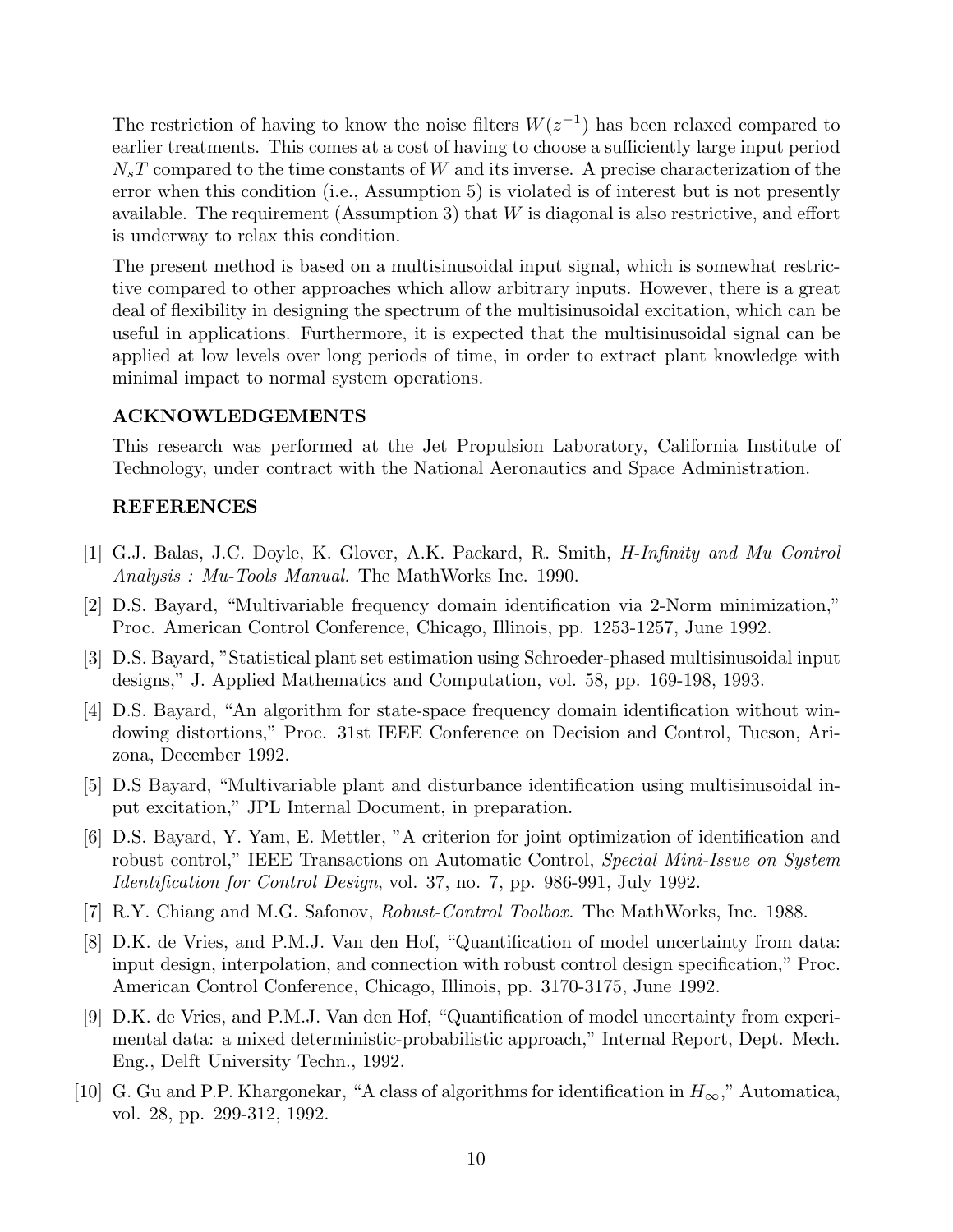The restriction of having to know the noise filters $W(z^{-1})$ has been relaxed compared to earlier treatments. This comes at a cost of having to choose a sufficiently large input period $N_sT$ compared to the time constants of $W$ and its inverse. A precise characterization of the error when this condition (i.e., Assumption 5) is violated is of interest but is not presently available. The requirement (Assumption 3) that $W$ is diagonal is also restrictive, and effort is underway to relax this condition.

The present method is based on a multisinusoidal input signal, which is somewhat restrictive compared to other approaches which allow arbitrary inputs. However, there is a great deal of flexibility in designing the spectrum of the multisinusoidal excitation, which can be useful in applications. Furthermore, it is expected that the multisinusoidal signal can be applied at low levels over long periods of time, in order to extract plant knowledge with minimal impact to normal system operations.

## ACKNOWLEDGEMENTS

This research was performed at the Jet Propulsion Laboratory, California Institute of Technology, under contract with the National Aeronautics and Space Administration.

## REFERENCES

[1] G.J. Balas, J.C. Doyle, K. Glover, A.K. Packard, R. Smith, *H-Infinity and Mu Control Analysis : Mu-Tools Manual.* The MathWorks Inc. 1990.

[2] D.S. Bayard, "Multivariable frequency domain identification via 2-Norm minimization," Proc. American Control Conference, Chicago, Illinois, pp. 1253-1257, June 1992.

[3] D.S. Bayard, "Statistical plant set estimation using Schroeder-phased multisinusoidal input designs," J. Applied Mathematics and Computation, vol. 58, pp. 169-198, 1993.

[4] D.S. Bayard, "An algorithm for state-space frequency domain identification without windowing distortions," Proc. 31st IEEE Conference on Decision and Control, Tucson, Arizona, December 1992.

[5] D.S Bayard, "Multivariable plant and disturbance identification using multisinusoidal input excitation," JPL Internal Document, in preparation.

[6] D.S. Bayard, Y. Yam, E. Mettler, "A criterion for joint optimization of identification and robust control," IEEE Transactions on Automatic Control, *Special Mini-Issue on System Identification for Control Design*, vol. 37, no. 7, pp. 986-991, July 1992.

[7] R.Y. Chiang and M.G. Safonov, *Robust-Control Toolbox.* The MathWorks, Inc. 1988.

[8] D.K. de Vries, and P.M.J. Van den Hof, "Quantification of model uncertainty from data: input design, interpolation, and connection with robust control design specification," Proc. American Control Conference, Chicago, Illinois, pp. 3170-3175, June 1992.

[9] D.K. de Vries, and P.M.J. Van den Hof, "Quantification of model uncertainty from experimental data: a mixed deterministic-probabilistic approach," Internal Report, Dept. Mech. Eng., Delft University Techn., 1992.

[10] G. Gu and P.P. Khargonekar, "A class of algorithms for identification in $H_\infty$," Automatica, vol. 28, pp. 299-312, 1992.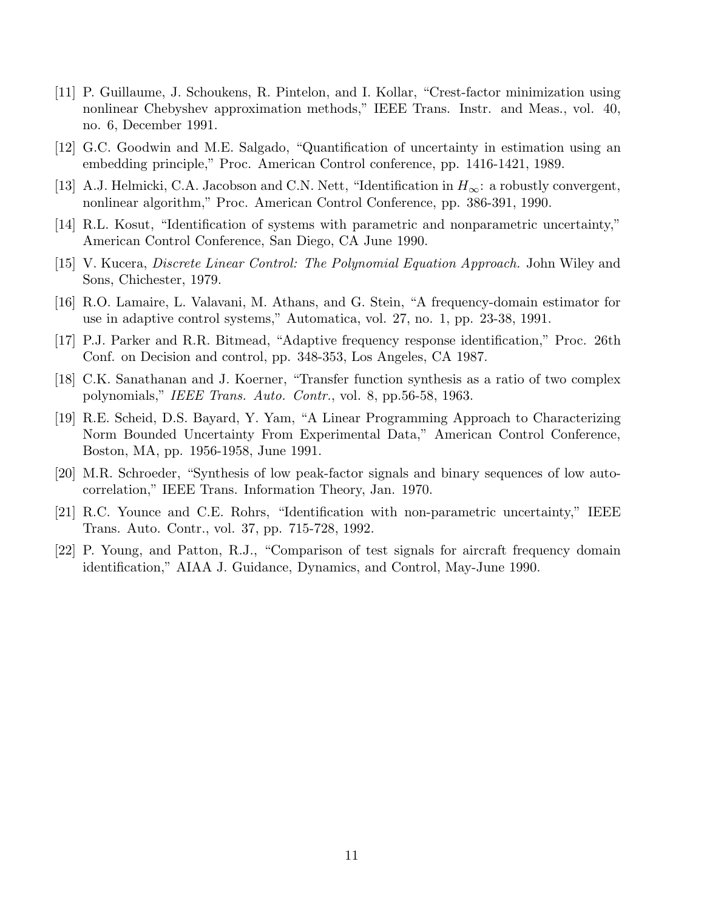[11] P. Guillaume, J. Schoukens, R. Pintelon, and I. Kollar, "Crest-factor minimization using nonlinear Chebyshev approximation methods," IEEE Trans. Instr. and Meas., vol. 40, no. 6, December 1991.

[12] G.C. Goodwin and M.E. Salgado, "Quantification of uncertainty in estimation using an embedding principle," Proc. American Control conference, pp. 1416-1421, 1989.

[13] A.J. Helmicki, C.A. Jacobson and C.N. Nett, "Identification in $H_\infty$: a robustly convergent, nonlinear algorithm," Proc. American Control Conference, pp. 386-391, 1990.

[14] R.L. Kosut, "Identification of systems with parametric and nonparametric uncertainty," American Control Conference, San Diego, CA June 1990.

[15] V. Kucera, *Discrete Linear Control: The Polynomial Equation Approach.* John Wiley and Sons, Chichester, 1979.

[16] R.O. Lamaire, L. Valavani, M. Athans, and G. Stein, "A frequency-domain estimator for use in adaptive control systems," Automatica, vol. 27, no. 1, pp. 23-38, 1991.

[17] P.J. Parker and R.R. Bitmead, "Adaptive frequency response identification," Proc. 26th Conf. on Decision and control, pp. 348-353, Los Angeles, CA 1987.

[18] C.K. Sanathanan and J. Koerner, "Transfer function synthesis as a ratio of two complex polynomials," *IEEE Trans. Auto. Contr.*, vol. 8, pp.56-58, 1963.

[19] R.E. Scheid, D.S. Bayard, Y. Yam, "A Linear Programming Approach to Characterizing Norm Bounded Uncertainty From Experimental Data," American Control Conference, Boston, MA, pp. 1956-1958, June 1991.

[20] M.R. Schroeder, "Synthesis of low peak-factor signals and binary sequences of low autocorrelation," IEEE Trans. Information Theory, Jan. 1970.

[21] R.C. Younce and C.E. Rohrs, "Identification with non-parametric uncertainty," IEEE Trans. Auto. Contr., vol. 37, pp. 715-728, 1992.

[22] P. Young, and Patton, R.J., "Comparison of test signals for aircraft frequency domain identification," AIAA J. Guidance, Dynamics, and Control, May-June 1990.